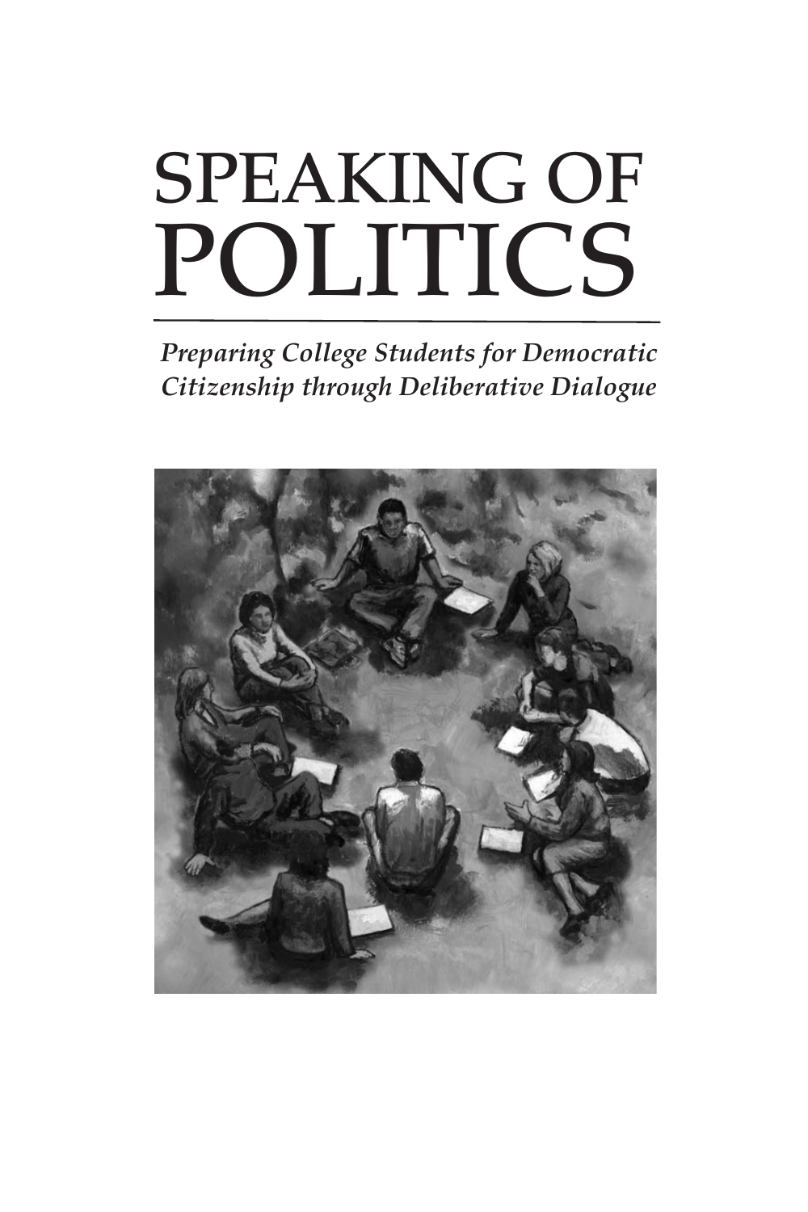# SPEAKING OF POLITICS

***Preparing College Students for Democratic Citizenship through Deliberative Dialogue***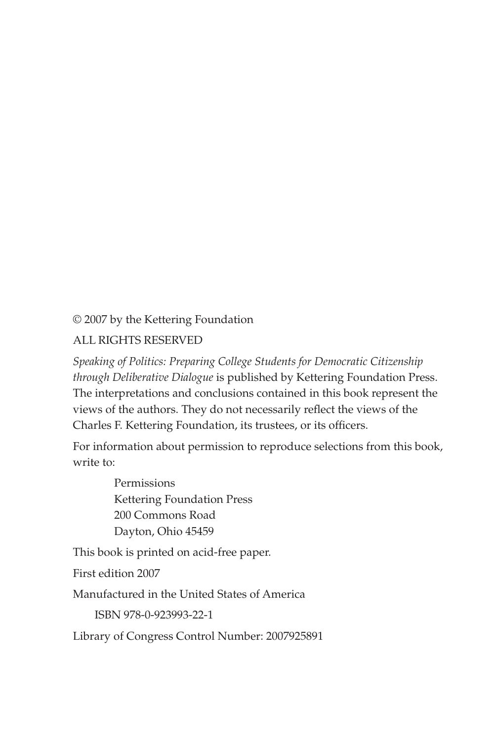© 2007 by the Kettering Foundation

ALL RIGHTS RESERVED

*Speaking of Politics: Preparing College Students for Democratic Citizenship through Deliberative Dialogue* is published by Kettering Foundation Press. The interpretations and conclusions contained in this book represent the views of the authors. They do not necessarily reflect the views of the Charles F. Kettering Foundation, its trustees, or its officers.

For information about permission to reproduce selections from this book, write to:

> Permissions
> Kettering Foundation Press
> 200 Commons Road
> Dayton, Ohio 45459

This book is printed on acid-free paper.

First edition 2007

Manufactured in the United States of America

ISBN 978-0-923993-22-1

Library of Congress Control Number: 2007925891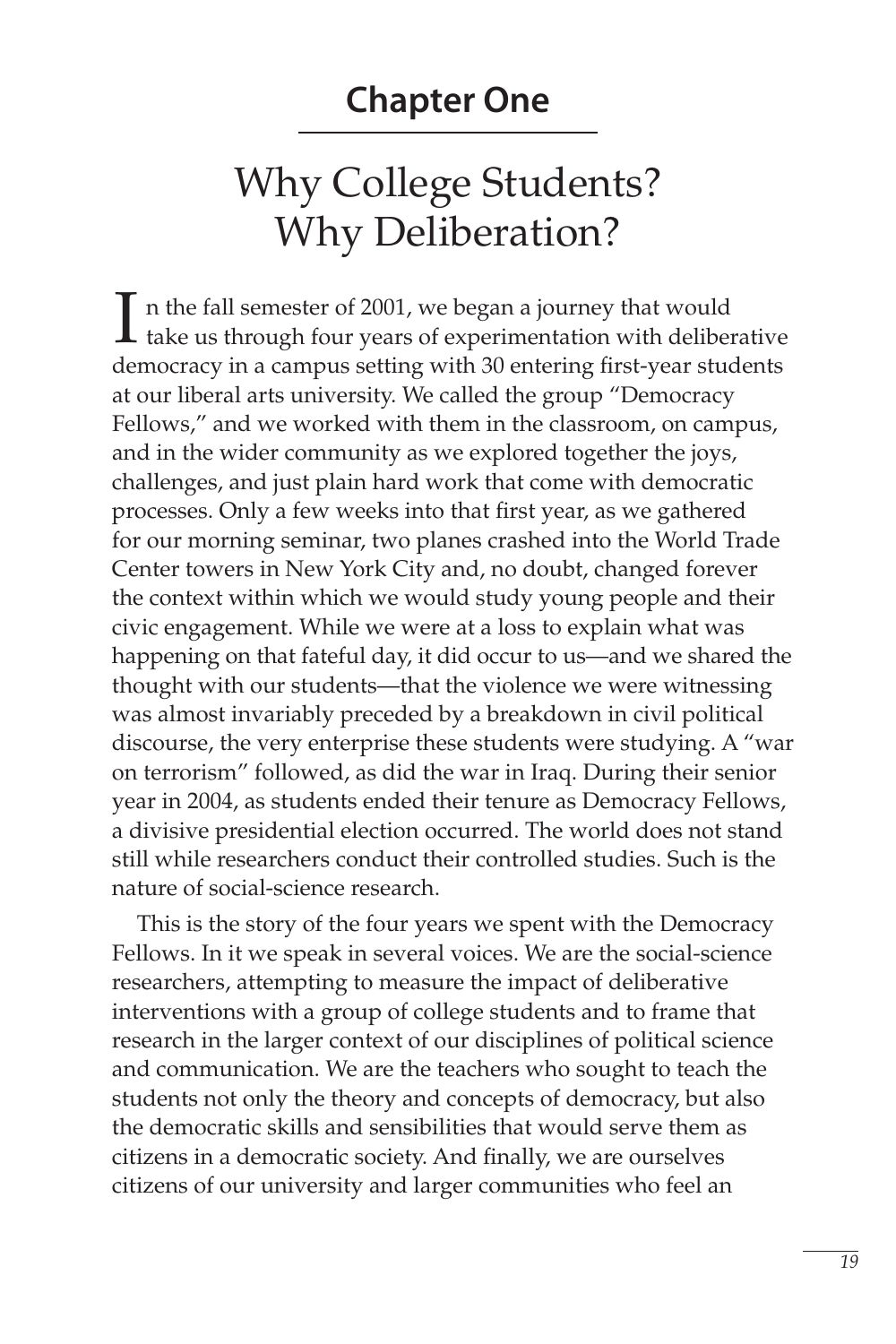# Chapter One

## Why College Students? Why Deliberation?

In the fall semester of 2001, we began a journey that would take us through four years of experimentation with deliberative democracy in a campus setting with 30 entering first-year students at our liberal arts university. We called the group "Democracy Fellows," and we worked with them in the classroom, on campus, and in the wider community as we explored together the joys, challenges, and just plain hard work that come with democratic processes. Only a few weeks into that first year, as we gathered for our morning seminar, two planes crashed into the World Trade Center towers in New York City and, no doubt, changed forever the context within which we would study young people and their civic engagement. While we were at a loss to explain what was happening on that fateful day, it did occur to us—and we shared the thought with our students—that the violence we were witnessing was almost invariably preceded by a breakdown in civil political discourse, the very enterprise these students were studying. A "war on terrorism" followed, as did the war in Iraq. During their senior year in 2004, as students ended their tenure as Democracy Fellows, a divisive presidential election occurred. The world does not stand still while researchers conduct their controlled studies. Such is the nature of social-science research.

This is the story of the four years we spent with the Democracy Fellows. In it we speak in several voices. We are the social-science researchers, attempting to measure the impact of deliberative interventions with a group of college students and to frame that research in the larger context of our disciplines of political science and communication. We are the teachers who sought to teach the students not only the theory and concepts of democracy, but also the democratic skills and sensibilities that would serve them as citizens in a democratic society. And finally, we are ourselves citizens of our university and larger communities who feel an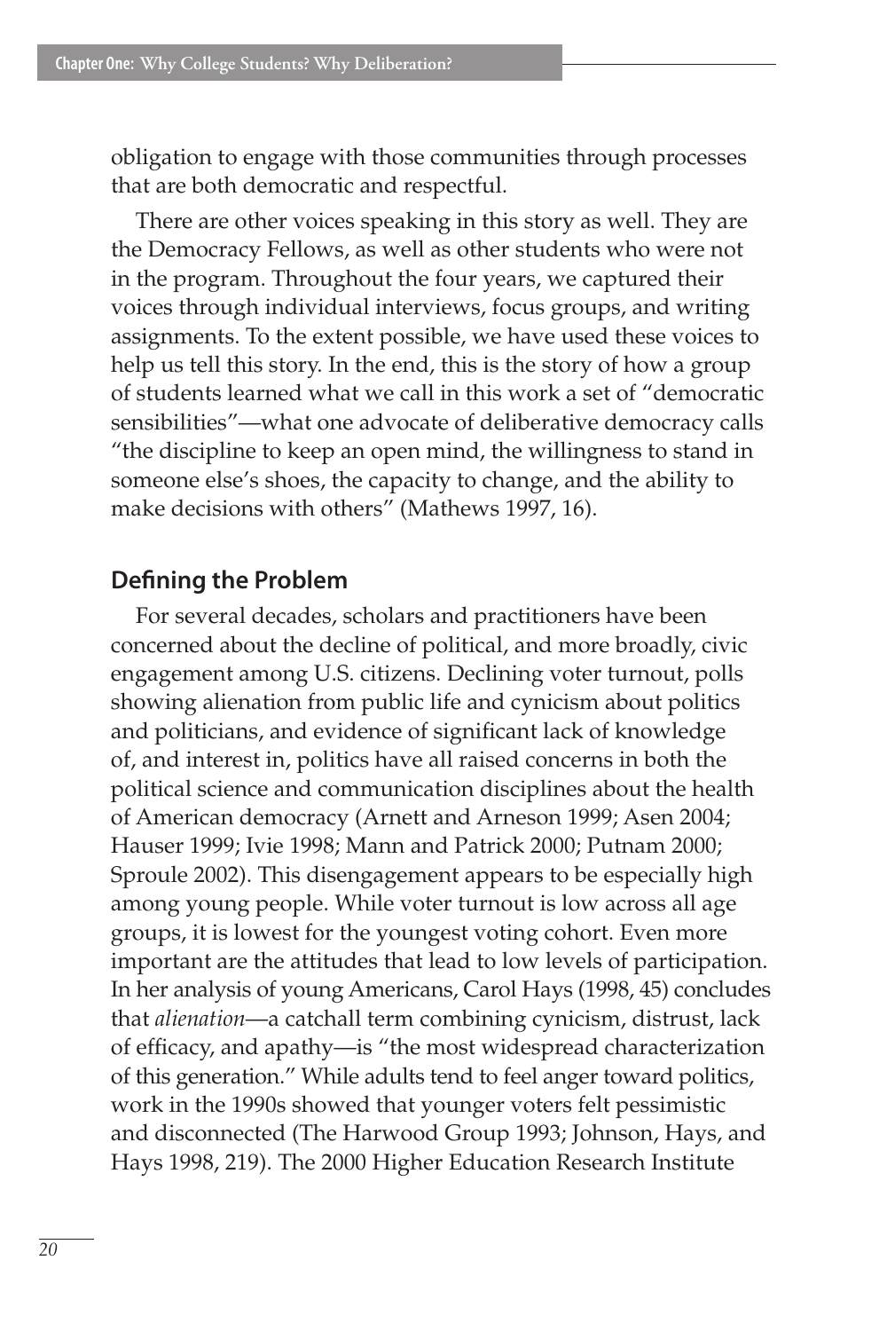obligation to engage with those communities through processes that are both democratic and respectful.

There are other voices speaking in this story as well. They are the Democracy Fellows, as well as other students who were not in the program. Throughout the four years, we captured their voices through individual interviews, focus groups, and writing assignments. To the extent possible, we have used these voices to help us tell this story. In the end, this is the story of how a group of students learned what we call in this work a set of "democratic sensibilities"—what one advocate of deliberative democracy calls "the discipline to keep an open mind, the willingness to stand in someone else's shoes, the capacity to change, and the ability to make decisions with others" (Mathews 1997, 16).

## Defining the Problem

For several decades, scholars and practitioners have been concerned about the decline of political, and more broadly, civic engagement among U.S. citizens. Declining voter turnout, polls showing alienation from public life and cynicism about politics and politicians, and evidence of significant lack of knowledge of, and interest in, politics have all raised concerns in both the political science and communication disciplines about the health of American democracy (Arnett and Arneson 1999; Asen 2004; Hauser 1999; Ivie 1998; Mann and Patrick 2000; Putnam 2000; Sproule 2002). This disengagement appears to be especially high among young people. While voter turnout is low across all age groups, it is lowest for the youngest voting cohort. Even more important are the attitudes that lead to low levels of participation. In her analysis of young Americans, Carol Hays (1998, 45) concludes that *alienation*—a catchall term combining cynicism, distrust, lack of efficacy, and apathy—is "the most widespread characterization of this generation." While adults tend to feel anger toward politics, work in the 1990s showed that younger voters felt pessimistic and disconnected (The Harwood Group 1993; Johnson, Hays, and Hays 1998, 219). The 2000 Higher Education Research Institute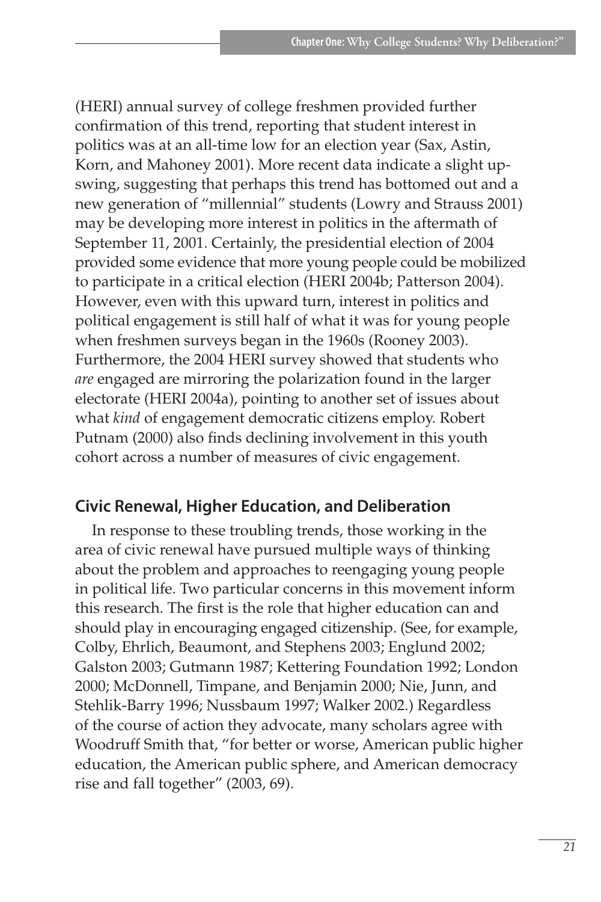(HERI) annual survey of college freshmen provided further confirmation of this trend, reporting that student interest in politics was at an all-time low for an election year (Sax, Astin, Korn, and Mahoney 2001). More recent data indicate a slight upswing, suggesting that perhaps this trend has bottomed out and a new generation of "millennial" students (Lowry and Strauss 2001) may be developing more interest in politics in the aftermath of September 11, 2001. Certainly, the presidential election of 2004 provided some evidence that more young people could be mobilized to participate in a critical election (HERI 2004b; Patterson 2004). However, even with this upward turn, interest in politics and political engagement is still half of what it was for young people when freshmen surveys began in the 1960s (Rooney 2003). Furthermore, the 2004 HERI survey showed that students who *are* engaged are mirroring the polarization found in the larger electorate (HERI 2004a), pointing to another set of issues about what *kind* of engagement democratic citizens employ. Robert Putnam (2000) also finds declining involvement in this youth cohort across a number of measures of civic engagement.

## Civic Renewal, Higher Education, and Deliberation

In response to these troubling trends, those working in the area of civic renewal have pursued multiple ways of thinking about the problem and approaches to reengaging young people in political life. Two particular concerns in this movement inform this research. The first is the role that higher education can and should play in encouraging engaged citizenship. (See, for example, Colby, Ehrlich, Beaumont, and Stephens 2003; Englund 2002; Galston 2003; Gutmann 1987; Kettering Foundation 1992; London 2000; McDonnell, Timpane, and Benjamin 2000; Nie, Junn, and Stehlik-Barry 1996; Nussbaum 1997; Walker 2002.) Regardless of the course of action they advocate, many scholars agree with Woodruff Smith that, "for better or worse, American public higher education, the American public sphere, and American democracy rise and fall together" (2003, 69).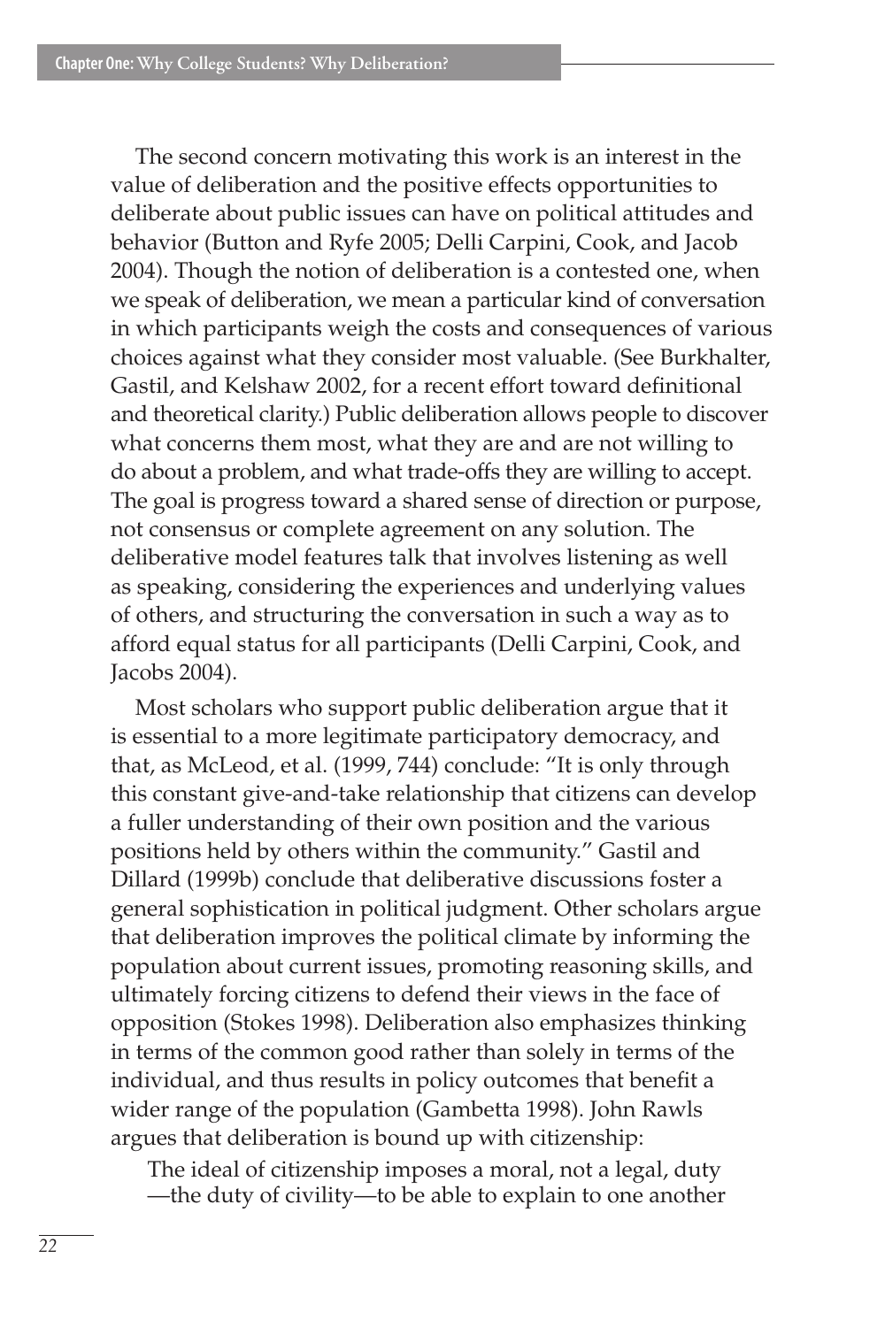The second concern motivating this work is an interest in the value of deliberation and the positive effects opportunities to deliberate about public issues can have on political attitudes and behavior (Button and Ryfe 2005; Delli Carpini, Cook, and Jacob 2004). Though the notion of deliberation is a contested one, when we speak of deliberation, we mean a particular kind of conversation in which participants weigh the costs and consequences of various choices against what they consider most valuable. (See Burkhalter, Gastil, and Kelshaw 2002, for a recent effort toward definitional and theoretical clarity.) Public deliberation allows people to discover what concerns them most, what they are and are not willing to do about a problem, and what trade-offs they are willing to accept. The goal is progress toward a shared sense of direction or purpose, not consensus or complete agreement on any solution. The deliberative model features talk that involves listening as well as speaking, considering the experiences and underlying values of others, and structuring the conversation in such a way as to afford equal status for all participants (Delli Carpini, Cook, and Jacobs 2004).

Most scholars who support public deliberation argue that it is essential to a more legitimate participatory democracy, and that, as McLeod, et al. (1999, 744) conclude: "It is only through this constant give-and-take relationship that citizens can develop a fuller understanding of their own position and the various positions held by others within the community." Gastil and Dillard (1999b) conclude that deliberative discussions foster a general sophistication in political judgment. Other scholars argue that deliberation improves the political climate by informing the population about current issues, promoting reasoning skills, and ultimately forcing citizens to defend their views in the face of opposition (Stokes 1998). Deliberation also emphasizes thinking in terms of the common good rather than solely in terms of the individual, and thus results in policy outcomes that benefit a wider range of the population (Gambetta 1998). John Rawls argues that deliberation is bound up with citizenship:

> The ideal of citizenship imposes a moral, not a legal, duty —the duty of civility—to be able to explain to one another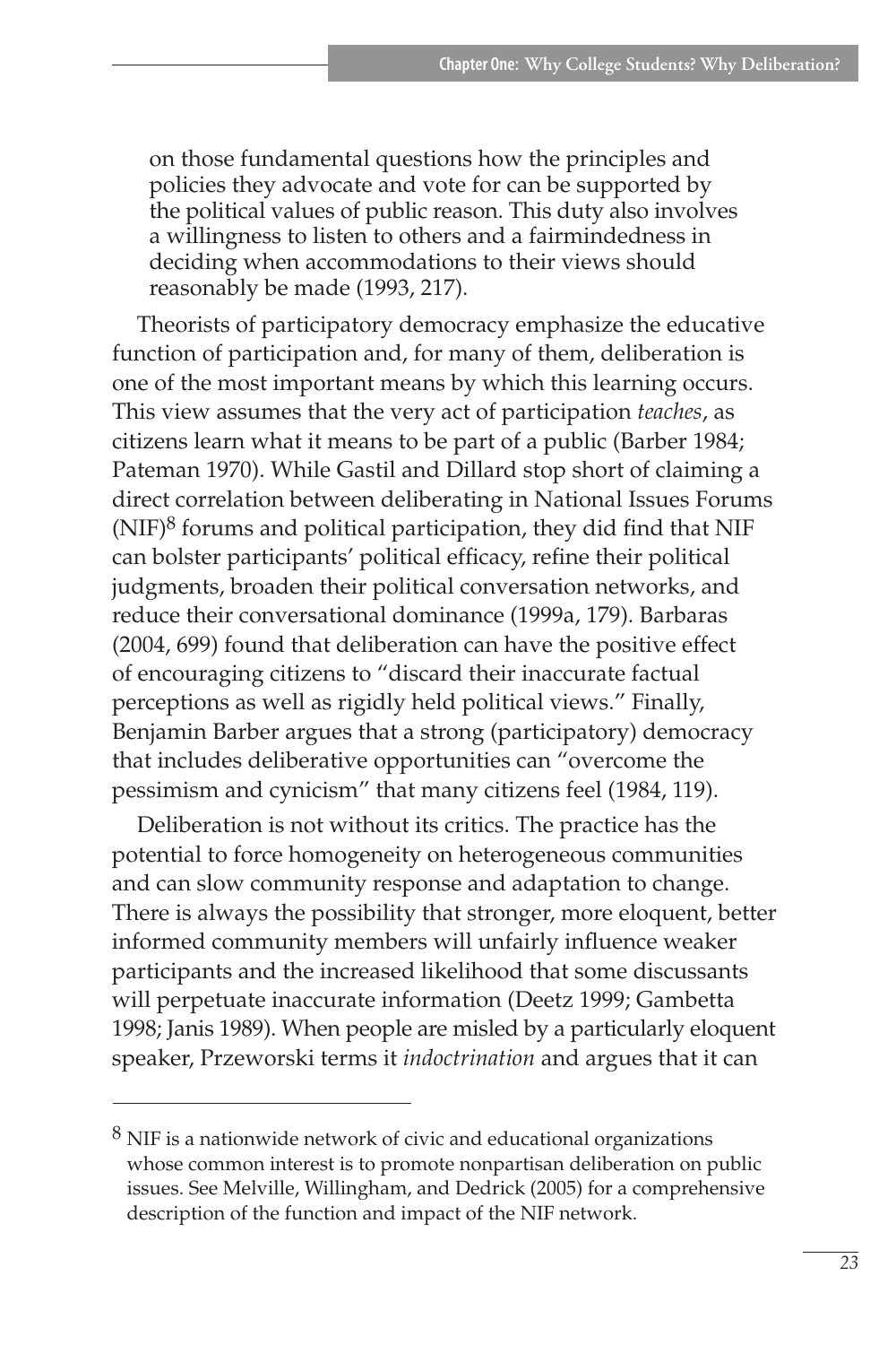> on those fundamental questions how the principles and policies they advocate and vote for can be supported by the political values of public reason. This duty also involves a willingness to listen to others and a fairmindedness in deciding when accommodations to their views should reasonably be made (1993, 217).

Theorists of participatory democracy emphasize the educative function of participation and, for many of them, deliberation is one of the most important means by which this learning occurs. This view assumes that the very act of participation *teaches*, as citizens learn what it means to be part of a public (Barber 1984; Pateman 1970). While Gastil and Dillard stop short of claiming a direct correlation between deliberating in National Issues Forums (NIF)[8] forums and political participation, they did find that NIF can bolster participants' political efficacy, refine their political judgments, broaden their political conversation networks, and reduce their conversational dominance (1999a, 179). Barbaras (2004, 699) found that deliberation can have the positive effect of encouraging citizens to "discard their inaccurate factual perceptions as well as rigidly held political views." Finally, Benjamin Barber argues that a strong (participatory) democracy that includes deliberative opportunities can "overcome the pessimism and cynicism" that many citizens feel (1984, 119).

Deliberation is not without its critics. The practice has the potential to force homogeneity on heterogeneous communities and can slow community response and adaptation to change. There is always the possibility that stronger, more eloquent, better informed community members will unfairly influence weaker participants and the increased likelihood that some discussants will perpetuate inaccurate information (Deetz 1999; Gambetta 1998; Janis 1989). When people are misled by a particularly eloquent speaker, Przeworski terms it *indoctrination* and argues that it can

---

[8] NIF is a nationwide network of civic and educational organizations whose common interest is to promote nonpartisan deliberation on public issues. See Melville, Willingham, and Dedrick (2005) for a comprehensive description of the function and impact of the NIF network.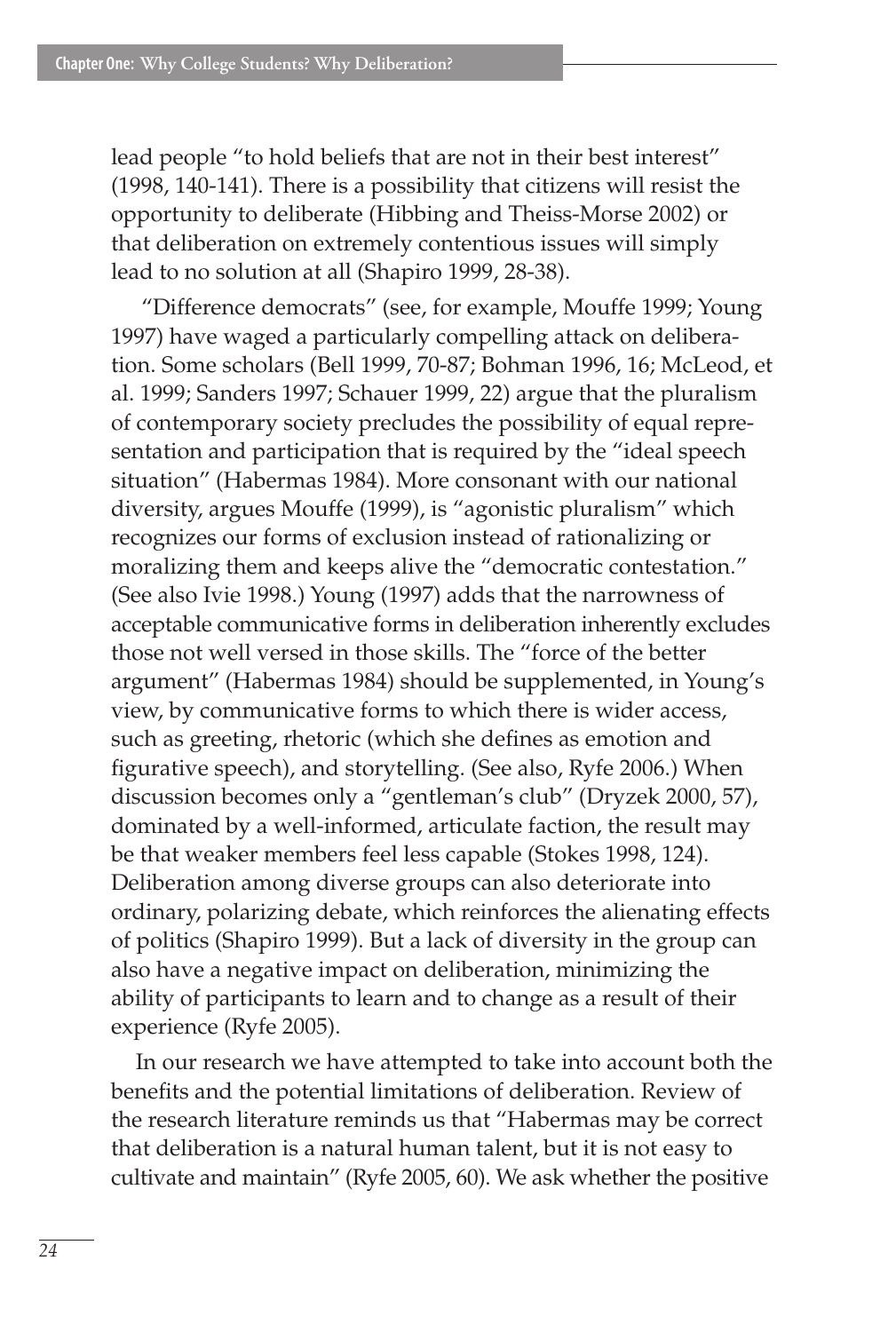lead people "to hold beliefs that are not in their best interest" (1998, 140-141). There is a possibility that citizens will resist the opportunity to deliberate (Hibbing and Theiss-Morse 2002) or that deliberation on extremely contentious issues will simply lead to no solution at all (Shapiro 1999, 28-38).

"Difference democrats" (see, for example, Mouffe 1999; Young 1997) have waged a particularly compelling attack on deliberation. Some scholars (Bell 1999, 70-87; Bohman 1996, 16; McLeod, et al. 1999; Sanders 1997; Schauer 1999, 22) argue that the pluralism of contemporary society precludes the possibility of equal representation and participation that is required by the "ideal speech situation" (Habermas 1984). More consonant with our national diversity, argues Mouffe (1999), is "agonistic pluralism" which recognizes our forms of exclusion instead of rationalizing or moralizing them and keeps alive the "democratic contestation." (See also Ivie 1998.) Young (1997) adds that the narrowness of acceptable communicative forms in deliberation inherently excludes those not well versed in those skills. The "force of the better argument" (Habermas 1984) should be supplemented, in Young's view, by communicative forms to which there is wider access, such as greeting, rhetoric (which she defines as emotion and figurative speech), and storytelling. (See also, Ryfe 2006.) When discussion becomes only a "gentleman's club" (Dryzek 2000, 57), dominated by a well-informed, articulate faction, the result may be that weaker members feel less capable (Stokes 1998, 124). Deliberation among diverse groups can also deteriorate into ordinary, polarizing debate, which reinforces the alienating effects of politics (Shapiro 1999). But a lack of diversity in the group can also have a negative impact on deliberation, minimizing the ability of participants to learn and to change as a result of their experience (Ryfe 2005).

In our research we have attempted to take into account both the benefits and the potential limitations of deliberation. Review of the research literature reminds us that "Habermas may be correct that deliberation is a natural human talent, but it is not easy to cultivate and maintain" (Ryfe 2005, 60). We ask whether the positive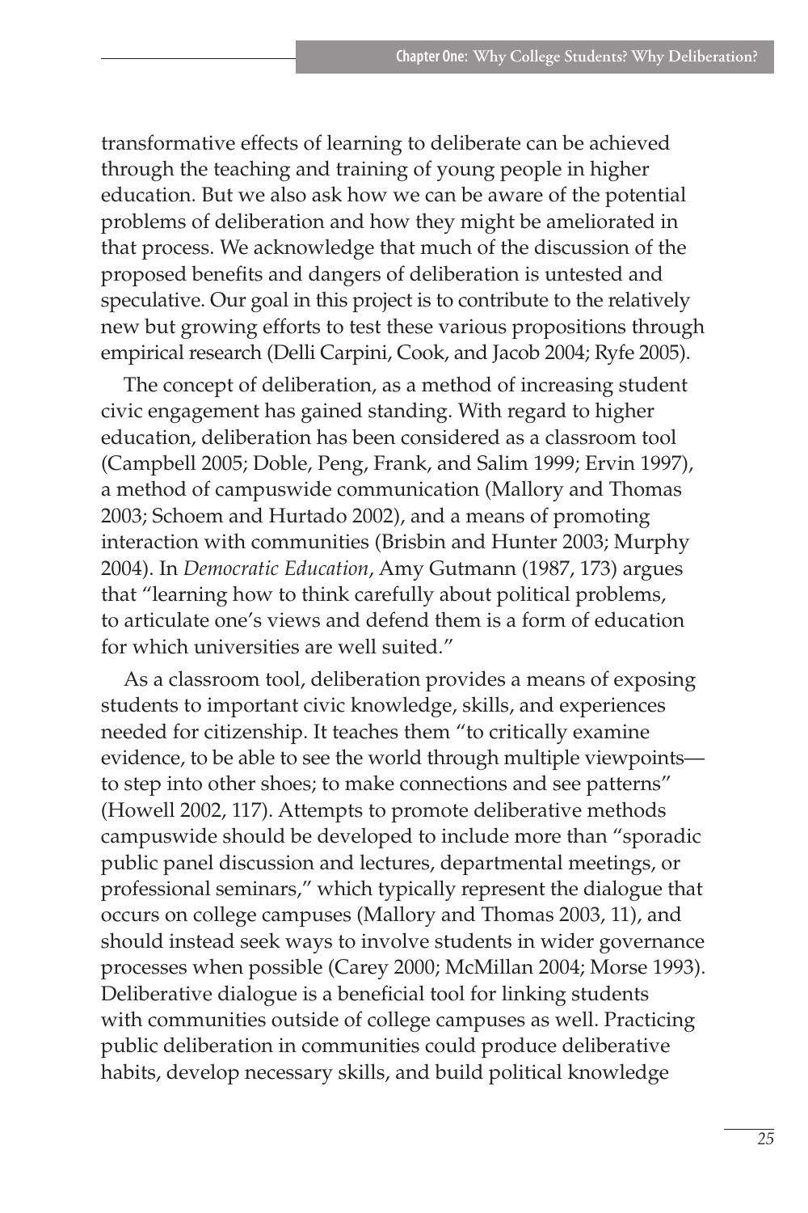transformative effects of learning to deliberate can be achieved through the teaching and training of young people in higher education. But we also ask how we can be aware of the potential problems of deliberation and how they might be ameliorated in that process. We acknowledge that much of the discussion of the proposed benefits and dangers of deliberation is untested and speculative. Our goal in this project is to contribute to the relatively new but growing efforts to test these various propositions through empirical research (Delli Carpini, Cook, and Jacob 2004; Ryfe 2005).

The concept of deliberation, as a method of increasing student civic engagement has gained standing. With regard to higher education, deliberation has been considered as a classroom tool (Campbell 2005; Doble, Peng, Frank, and Salim 1999; Ervin 1997), a method of campuswide communication (Mallory and Thomas 2003; Schoem and Hurtado 2002), and a means of promoting interaction with communities (Brisbin and Hunter 2003; Murphy 2004). In *Democratic Education*, Amy Gutmann (1987, 173) argues that "learning how to think carefully about political problems, to articulate one's views and defend them is a form of education for which universities are well suited."

As a classroom tool, deliberation provides a means of exposing students to important civic knowledge, skills, and experiences needed for citizenship. It teaches them "to critically examine evidence, to be able to see the world through multiple viewpoints—to step into other shoes; to make connections and see patterns" (Howell 2002, 117). Attempts to promote deliberative methods campuswide should be developed to include more than "sporadic public panel discussion and lectures, departmental meetings, or professional seminars," which typically represent the dialogue that occurs on college campuses (Mallory and Thomas 2003, 11), and should instead seek ways to involve students in wider governance processes when possible (Carey 2000; McMillan 2004; Morse 1993). Deliberative dialogue is a beneficial tool for linking students with communities outside of college campuses as well. Practicing public deliberation in communities could produce deliberative habits, develop necessary skills, and build political knowledge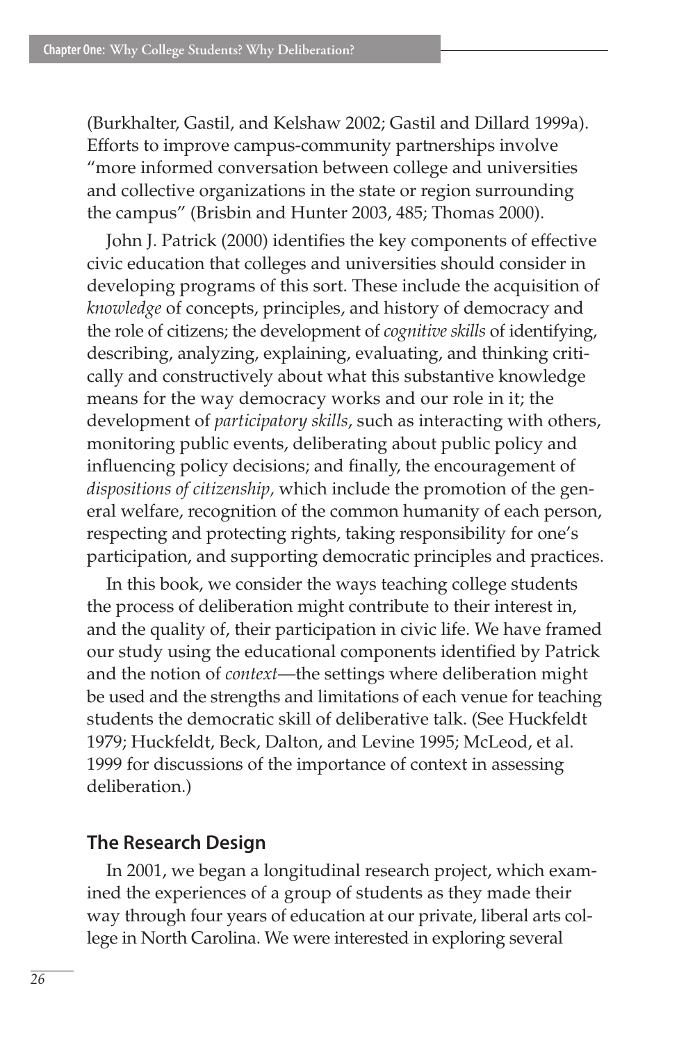(Burkhalter, Gastil, and Kelshaw 2002; Gastil and Dillard 1999a). Efforts to improve campus-community partnerships involve "more informed conversation between college and universities and collective organizations in the state or region surrounding the campus" (Brisbin and Hunter 2003, 485; Thomas 2000).

John J. Patrick (2000) identifies the key components of effective civic education that colleges and universities should consider in developing programs of this sort. These include the acquisition of *knowledge* of concepts, principles, and history of democracy and the role of citizens; the development of *cognitive skills* of identifying, describing, analyzing, explaining, evaluating, and thinking critically and constructively about what this substantive knowledge means for the way democracy works and our role in it; the development of *participatory skills*, such as interacting with others, monitoring public events, deliberating about public policy and influencing policy decisions; and finally, the encouragement of *dispositions of citizenship,* which include the promotion of the general welfare, recognition of the common humanity of each person, respecting and protecting rights, taking responsibility for one's participation, and supporting democratic principles and practices.

In this book, we consider the ways teaching college students the process of deliberation might contribute to their interest in, and the quality of, their participation in civic life. We have framed our study using the educational components identified by Patrick and the notion of *context*—the settings where deliberation might be used and the strengths and limitations of each venue for teaching students the democratic skill of deliberative talk. (See Huckfeldt 1979; Huckfeldt, Beck, Dalton, and Levine 1995; McLeod, et al. 1999 for discussions of the importance of context in assessing deliberation.)

## The Research Design

In 2001, we began a longitudinal research project, which examined the experiences of a group of students as they made their way through four years of education at our private, liberal arts college in North Carolina. We were interested in exploring several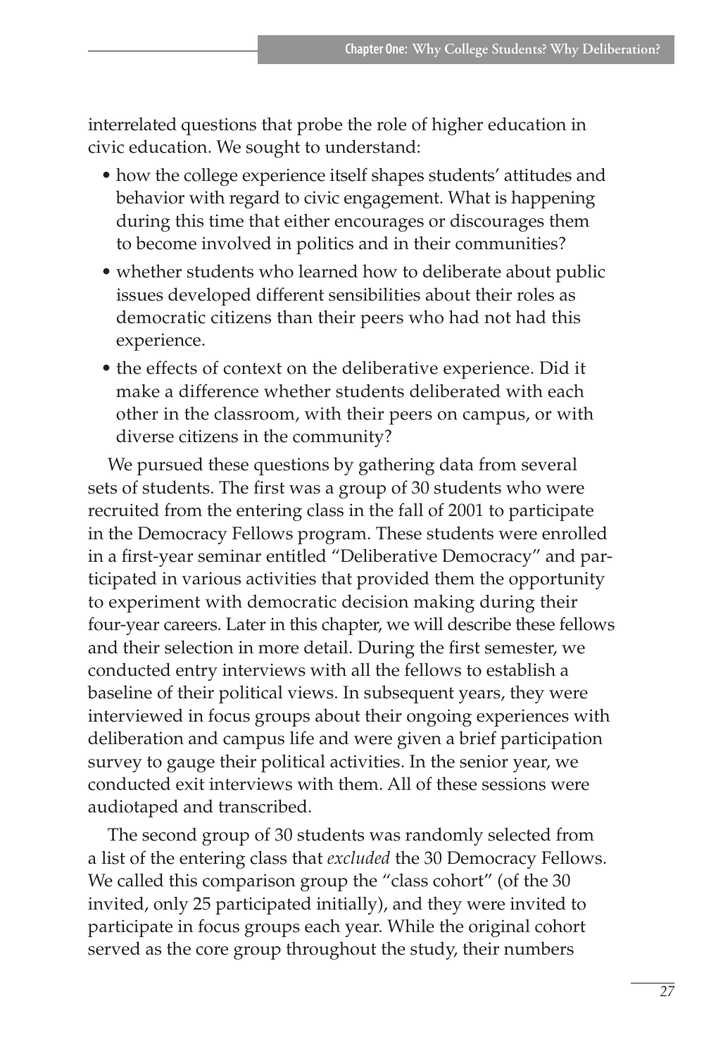interrelated questions that probe the role of higher education in civic education. We sought to understand:

- how the college experience itself shapes students' attitudes and behavior with regard to civic engagement. What is happening during this time that either encourages or discourages them to become involved in politics and in their communities?
- whether students who learned how to deliberate about public issues developed different sensibilities about their roles as democratic citizens than their peers who had not had this experience.
- the effects of context on the deliberative experience. Did it make a difference whether students deliberated with each other in the classroom, with their peers on campus, or with diverse citizens in the community?

We pursued these questions by gathering data from several sets of students. The first was a group of 30 students who were recruited from the entering class in the fall of 2001 to participate in the Democracy Fellows program. These students were enrolled in a first-year seminar entitled "Deliberative Democracy" and participated in various activities that provided them the opportunity to experiment with democratic decision making during their four-year careers. Later in this chapter, we will describe these fellows and their selection in more detail. During the first semester, we conducted entry interviews with all the fellows to establish a baseline of their political views. In subsequent years, they were interviewed in focus groups about their ongoing experiences with deliberation and campus life and were given a brief participation survey to gauge their political activities. In the senior year, we conducted exit interviews with them. All of these sessions were audiotaped and transcribed.

The second group of 30 students was randomly selected from a list of the entering class that *excluded* the 30 Democracy Fellows. We called this comparison group the "class cohort" (of the 30 invited, only 25 participated initially), and they were invited to participate in focus groups each year. While the original cohort served as the core group throughout the study, their numbers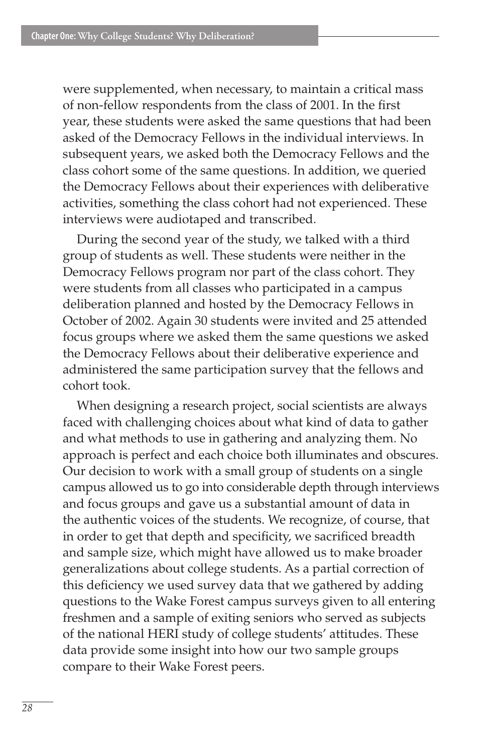were supplemented, when necessary, to maintain a critical mass of non-fellow respondents from the class of 2001. In the first year, these students were asked the same questions that had been asked of the Democracy Fellows in the individual interviews. In subsequent years, we asked both the Democracy Fellows and the class cohort some of the same questions. In addition, we queried the Democracy Fellows about their experiences with deliberative activities, something the class cohort had not experienced. These interviews were audiotaped and transcribed.

During the second year of the study, we talked with a third group of students as well. These students were neither in the Democracy Fellows program nor part of the class cohort. They were students from all classes who participated in a campus deliberation planned and hosted by the Democracy Fellows in October of 2002. Again 30 students were invited and 25 attended focus groups where we asked them the same questions we asked the Democracy Fellows about their deliberative experience and administered the same participation survey that the fellows and cohort took.

When designing a research project, social scientists are always faced with challenging choices about what kind of data to gather and what methods to use in gathering and analyzing them. No approach is perfect and each choice both illuminates and obscures. Our decision to work with a small group of students on a single campus allowed us to go into considerable depth through interviews and focus groups and gave us a substantial amount of data in the authentic voices of the students. We recognize, of course, that in order to get that depth and specificity, we sacrificed breadth and sample size, which might have allowed us to make broader generalizations about college students. As a partial correction of this deficiency we used survey data that we gathered by adding questions to the Wake Forest campus surveys given to all entering freshmen and a sample of exiting seniors who served as subjects of the national HERI study of college students' attitudes. These data provide some insight into how our two sample groups compare to their Wake Forest peers.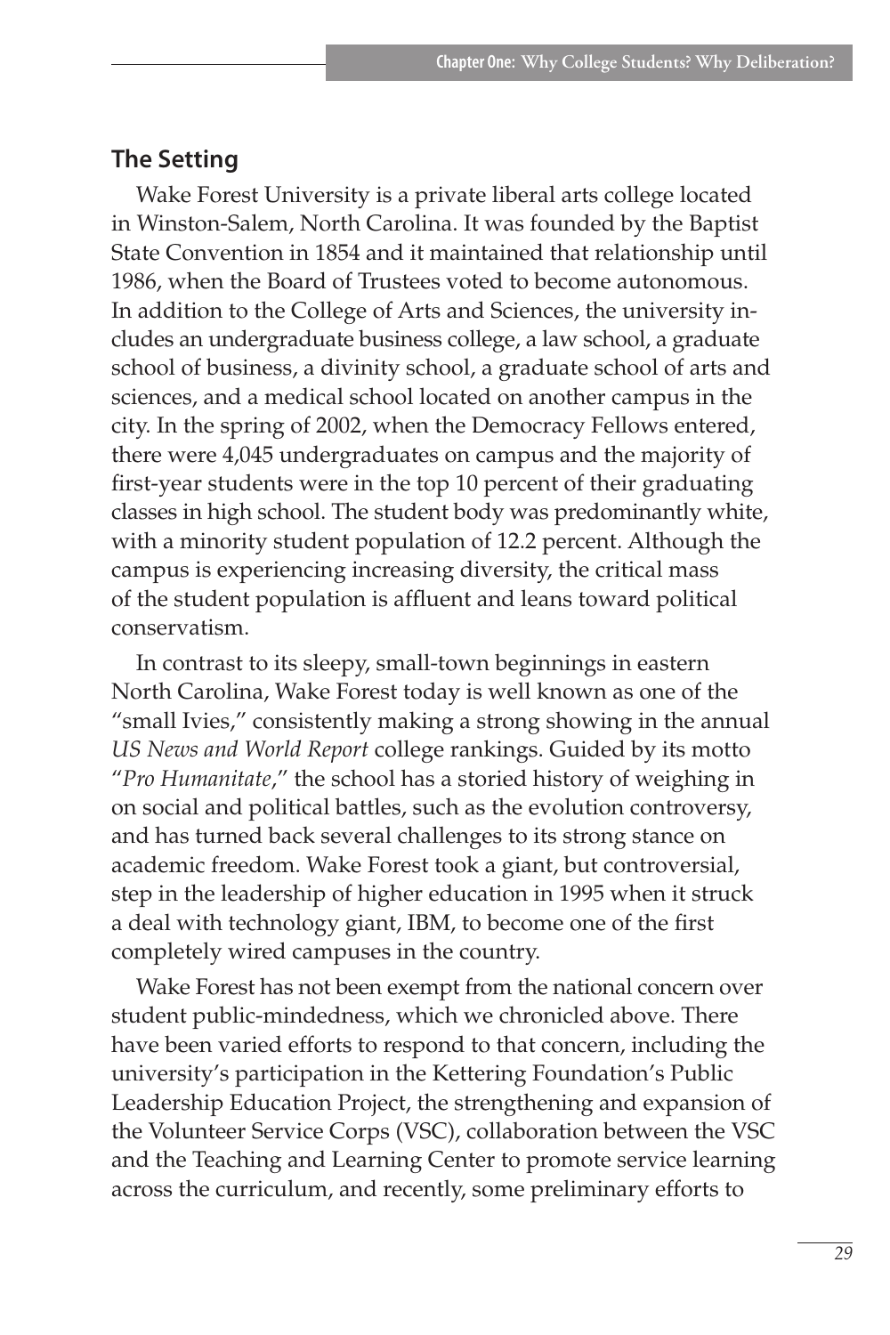## The Setting

Wake Forest University is a private liberal arts college located in Winston-Salem, North Carolina. It was founded by the Baptist State Convention in 1854 and it maintained that relationship until 1986, when the Board of Trustees voted to become autonomous. In addition to the College of Arts and Sciences, the university includes an undergraduate business college, a law school, a graduate school of business, a divinity school, a graduate school of arts and sciences, and a medical school located on another campus in the city. In the spring of 2002, when the Democracy Fellows entered, there were 4,045 undergraduates on campus and the majority of first-year students were in the top 10 percent of their graduating classes in high school. The student body was predominantly white, with a minority student population of 12.2 percent. Although the campus is experiencing increasing diversity, the critical mass of the student population is affluent and leans toward political conservatism.

In contrast to its sleepy, small-town beginnings in eastern North Carolina, Wake Forest today is well known as one of the "small Ivies," consistently making a strong showing in the annual *US News and World Report* college rankings. Guided by its motto "*Pro Humanitate*," the school has a storied history of weighing in on social and political battles, such as the evolution controversy, and has turned back several challenges to its strong stance on academic freedom. Wake Forest took a giant, but controversial, step in the leadership of higher education in 1995 when it struck a deal with technology giant, IBM, to become one of the first completely wired campuses in the country.

Wake Forest has not been exempt from the national concern over student public-mindedness, which we chronicled above. There have been varied efforts to respond to that concern, including the university's participation in the Kettering Foundation's Public Leadership Education Project, the strengthening and expansion of the Volunteer Service Corps (VSC), collaboration between the VSC and the Teaching and Learning Center to promote service learning across the curriculum, and recently, some preliminary efforts to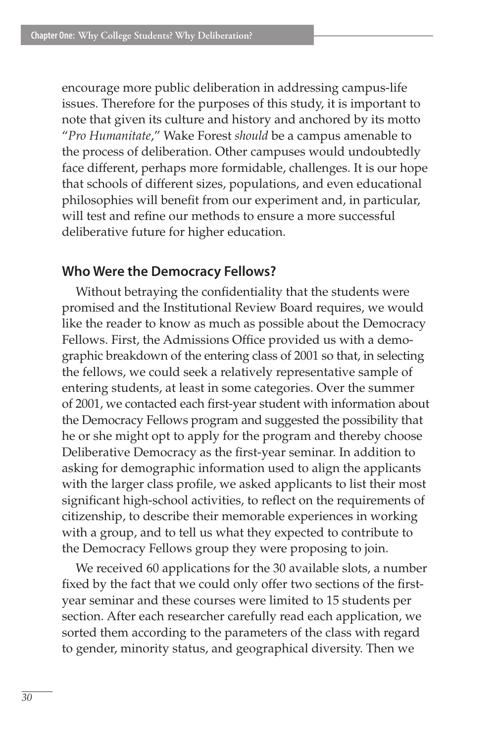encourage more public deliberation in addressing campus-life issues. Therefore for the purposes of this study, it is important to note that given its culture and history and anchored by its motto "*Pro Humanitate*," Wake Forest *should* be a campus amenable to the process of deliberation. Other campuses would undoubtedly face different, perhaps more formidable, challenges. It is our hope that schools of different sizes, populations, and even educational philosophies will benefit from our experiment and, in particular, will test and refine our methods to ensure a more successful deliberative future for higher education.

## Who Were the Democracy Fellows?

Without betraying the confidentiality that the students were promised and the Institutional Review Board requires, we would like the reader to know as much as possible about the Democracy Fellows. First, the Admissions Office provided us with a demographic breakdown of the entering class of 2001 so that, in selecting the fellows, we could seek a relatively representative sample of entering students, at least in some categories. Over the summer of 2001, we contacted each first-year student with information about the Democracy Fellows program and suggested the possibility that he or she might opt to apply for the program and thereby choose Deliberative Democracy as the first-year seminar. In addition to asking for demographic information used to align the applicants with the larger class profile, we asked applicants to list their most significant high-school activities, to reflect on the requirements of citizenship, to describe their memorable experiences in working with a group, and to tell us what they expected to contribute to the Democracy Fellows group they were proposing to join.

We received 60 applications for the 30 available slots, a number fixed by the fact that we could only offer two sections of the first-year seminar and these courses were limited to 15 students per section. After each researcher carefully read each application, we sorted them according to the parameters of the class with regard to gender, minority status, and geographical diversity. Then we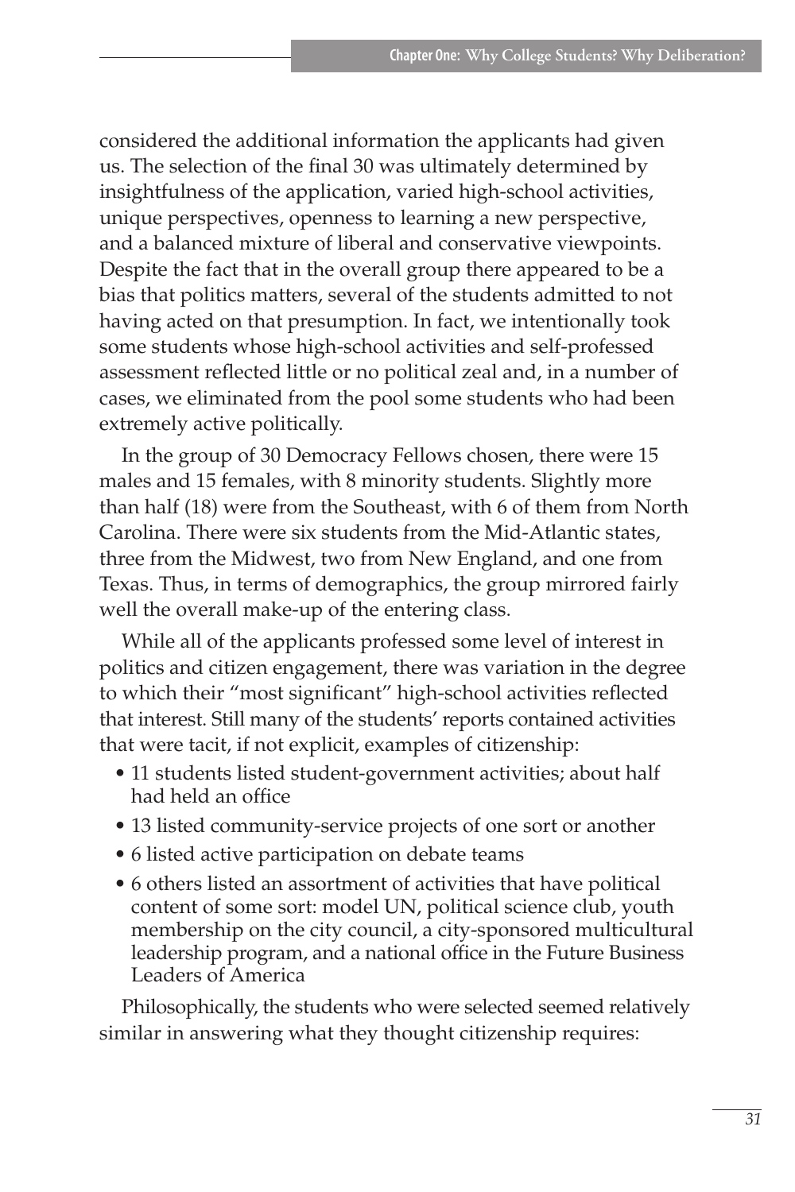considered the additional information the applicants had given us. The selection of the final 30 was ultimately determined by insightfulness of the application, varied high-school activities, unique perspectives, openness to learning a new perspective, and a balanced mixture of liberal and conservative viewpoints. Despite the fact that in the overall group there appeared to be a bias that politics matters, several of the students admitted to not having acted on that presumption. In fact, we intentionally took some students whose high-school activities and self-professed assessment reflected little or no political zeal and, in a number of cases, we eliminated from the pool some students who had been extremely active politically.

In the group of 30 Democracy Fellows chosen, there were 15 males and 15 females, with 8 minority students. Slightly more than half (18) were from the Southeast, with 6 of them from North Carolina. There were six students from the Mid-Atlantic states, three from the Midwest, two from New England, and one from Texas. Thus, in terms of demographics, the group mirrored fairly well the overall make-up of the entering class.

While all of the applicants professed some level of interest in politics and citizen engagement, there was variation in the degree to which their "most significant" high-school activities reflected that interest. Still many of the students' reports contained activities that were tacit, if not explicit, examples of citizenship:

- 11 students listed student-government activities; about half had held an office
- 13 listed community-service projects of one sort or another
- 6 listed active participation on debate teams
- 6 others listed an assortment of activities that have political content of some sort: model UN, political science club, youth membership on the city council, a city-sponsored multicultural leadership program, and a national office in the Future Business Leaders of America

Philosophically, the students who were selected seemed relatively similar in answering what they thought citizenship requires: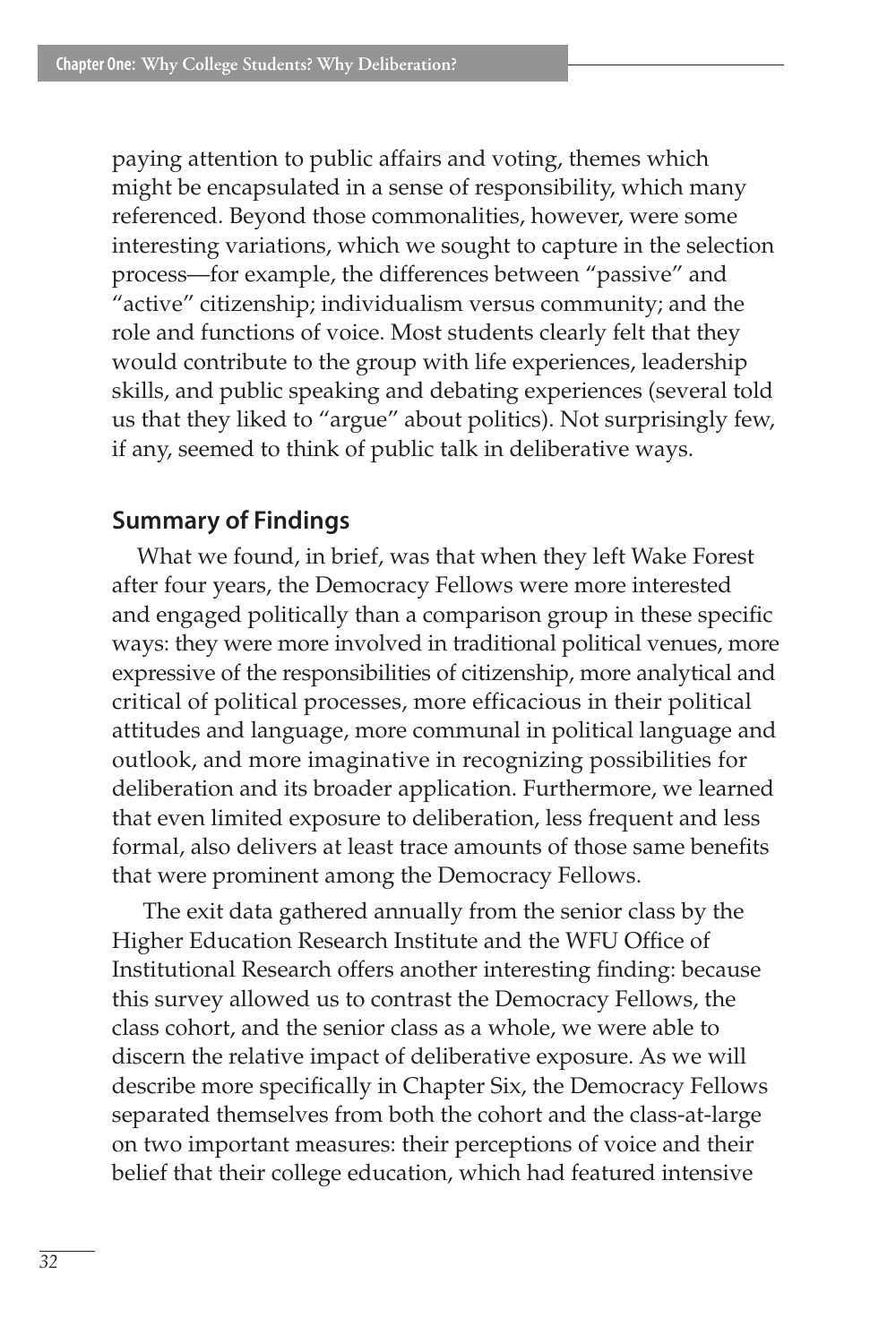paying attention to public affairs and voting, themes which might be encapsulated in a sense of responsibility, which many referenced. Beyond those commonalities, however, were some interesting variations, which we sought to capture in the selection process—for example, the differences between "passive" and "active" citizenship; individualism versus community; and the role and functions of voice. Most students clearly felt that they would contribute to the group with life experiences, leadership skills, and public speaking and debating experiences (several told us that they liked to "argue" about politics). Not surprisingly few, if any, seemed to think of public talk in deliberative ways.

## Summary of Findings

What we found, in brief, was that when they left Wake Forest after four years, the Democracy Fellows were more interested and engaged politically than a comparison group in these specific ways: they were more involved in traditional political venues, more expressive of the responsibilities of citizenship, more analytical and critical of political processes, more efficacious in their political attitudes and language, more communal in political language and outlook, and more imaginative in recognizing possibilities for deliberation and its broader application. Furthermore, we learned that even limited exposure to deliberation, less frequent and less formal, also delivers at least trace amounts of those same benefits that were prominent among the Democracy Fellows.

The exit data gathered annually from the senior class by the Higher Education Research Institute and the WFU Office of Institutional Research offers another interesting finding: because this survey allowed us to contrast the Democracy Fellows, the class cohort, and the senior class as a whole, we were able to discern the relative impact of deliberative exposure. As we will describe more specifically in Chapter Six, the Democracy Fellows separated themselves from both the cohort and the class-at-large on two important measures: their perceptions of voice and their belief that their college education, which had featured intensive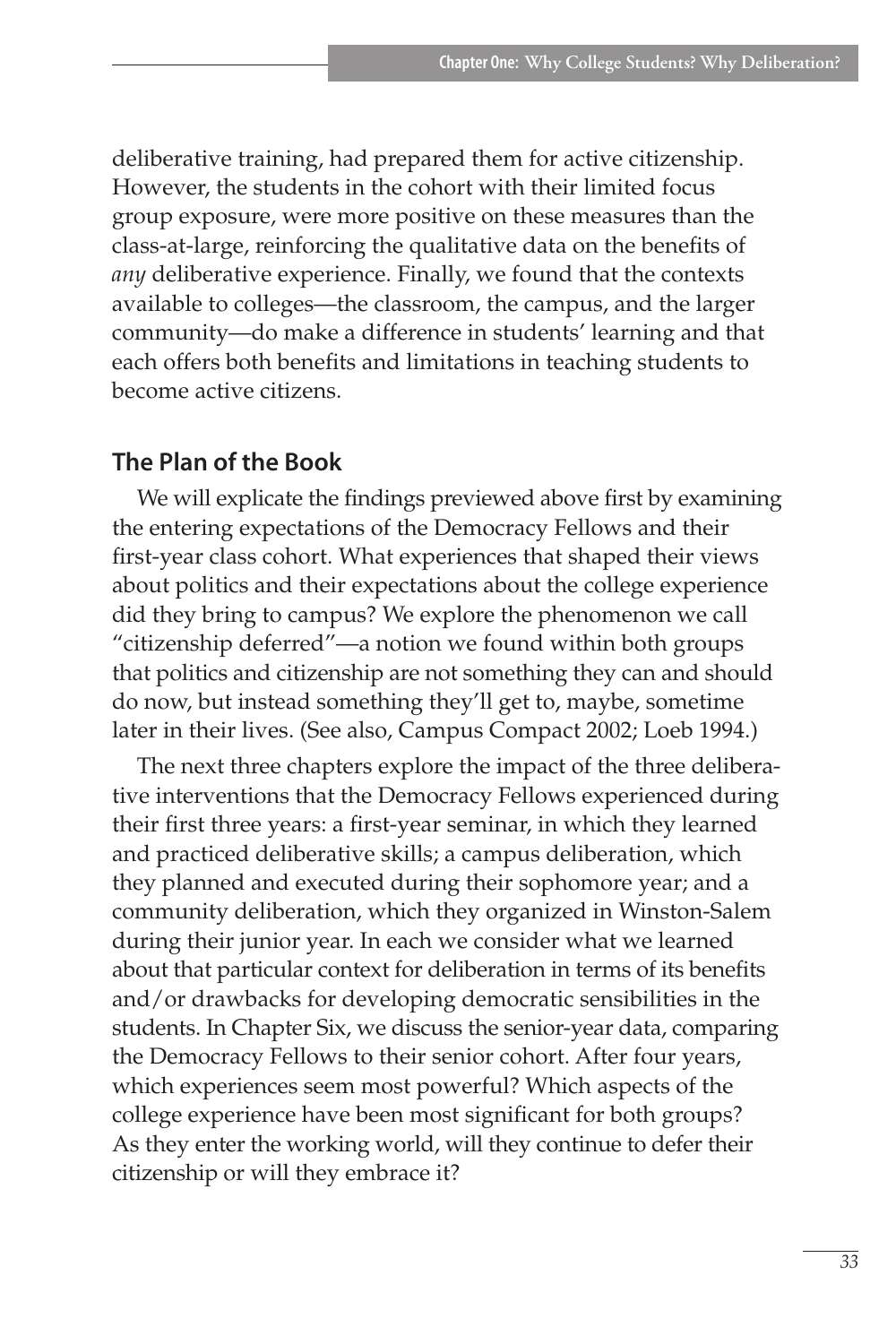deliberative training, had prepared them for active citizenship. However, the students in the cohort with their limited focus group exposure, were more positive on these measures than the class-at-large, reinforcing the qualitative data on the benefits of *any* deliberative experience. Finally, we found that the contexts available to colleges—the classroom, the campus, and the larger community—do make a difference in students' learning and that each offers both benefits and limitations in teaching students to become active citizens.

## The Plan of the Book

We will explicate the findings previewed above first by examining the entering expectations of the Democracy Fellows and their first-year class cohort. What experiences that shaped their views about politics and their expectations about the college experience did they bring to campus? We explore the phenomenon we call "citizenship deferred"—a notion we found within both groups that politics and citizenship are not something they can and should do now, but instead something they'll get to, maybe, sometime later in their lives. (See also, Campus Compact 2002; Loeb 1994.)

The next three chapters explore the impact of the three deliberative interventions that the Democracy Fellows experienced during their first three years: a first-year seminar, in which they learned and practiced deliberative skills; a campus deliberation, which they planned and executed during their sophomore year; and a community deliberation, which they organized in Winston-Salem during their junior year. In each we consider what we learned about that particular context for deliberation in terms of its benefits and/or drawbacks for developing democratic sensibilities in the students. In Chapter Six, we discuss the senior-year data, comparing the Democracy Fellows to their senior cohort. After four years, which experiences seem most powerful? Which aspects of the college experience have been most significant for both groups? As they enter the working world, will they continue to defer their citizenship or will they embrace it?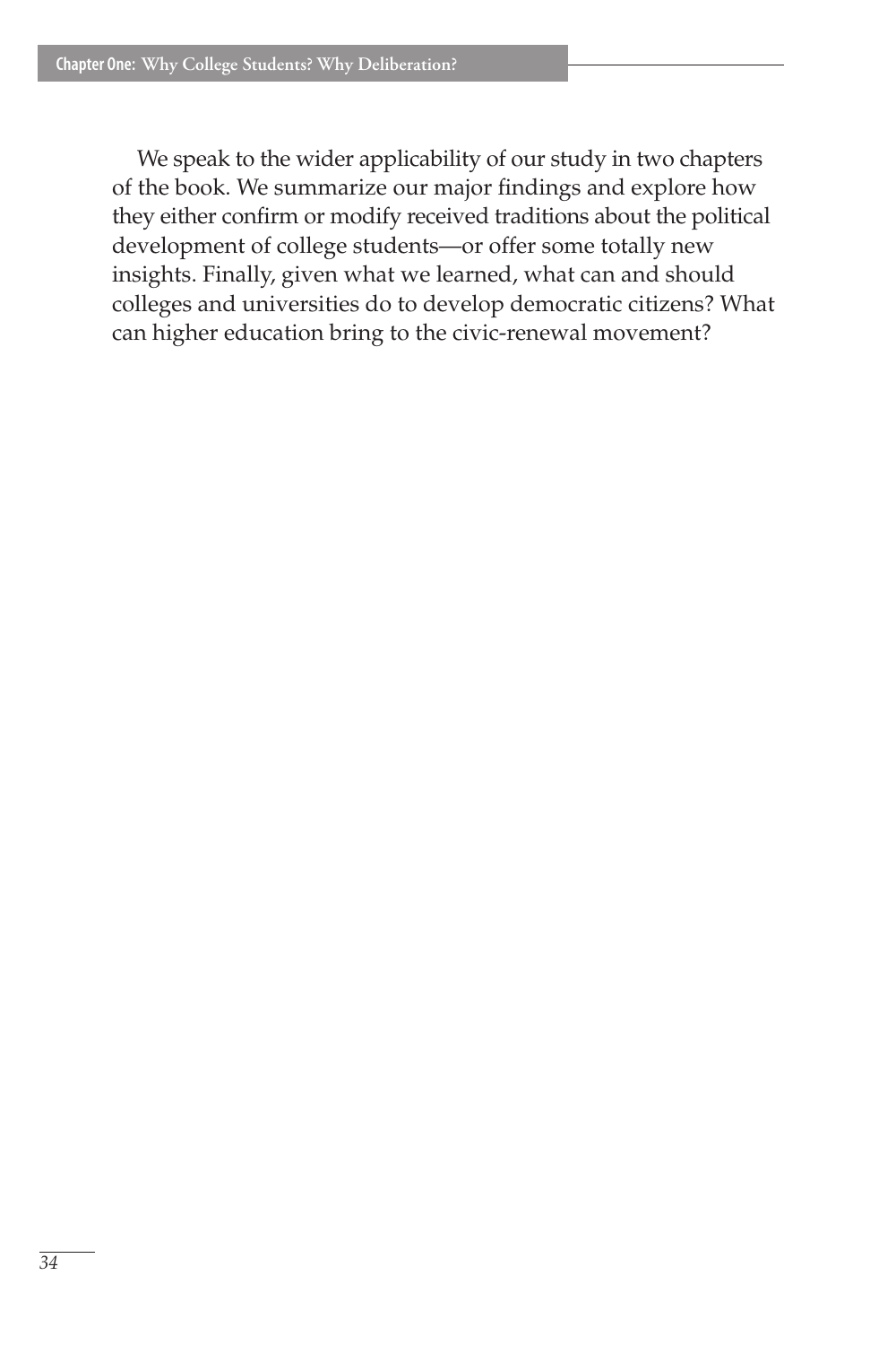We speak to the wider applicability of our study in two chapters of the book. We summarize our major findings and explore how they either confirm or modify received traditions about the political development of college students—or offer some totally new insights. Finally, given what we learned, what can and should colleges and universities do to develop democratic citizens? What can higher education bring to the civic-renewal movement?